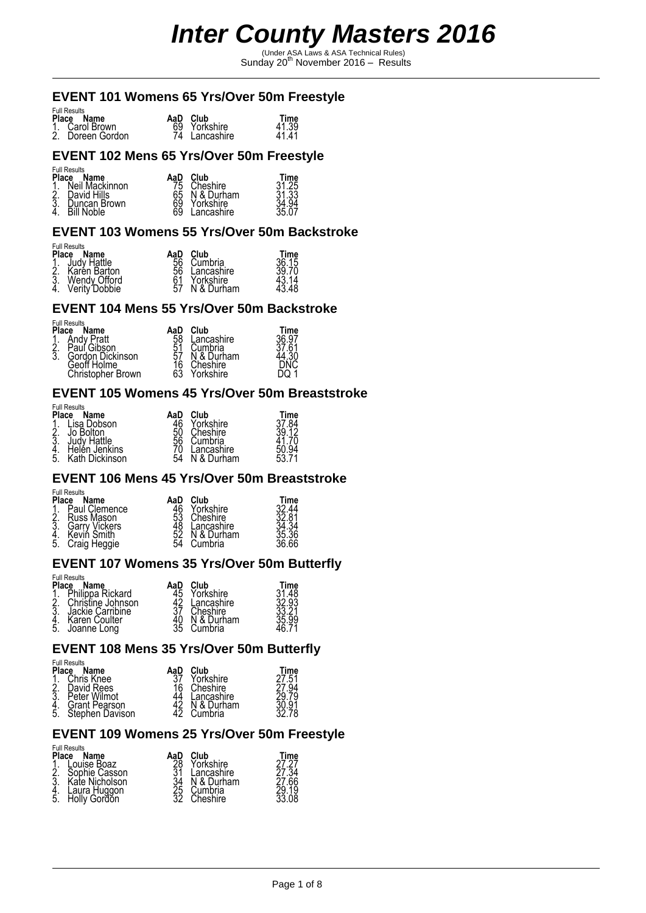# Inter County Masters 2016

(Under ASA Laws & ASA Technical Rules)
Sunday 20th November 2016 – Results

## EVENT 101 Womens 65 Yrs/Over 50m Freestyle

Full Results

| Place | Name | AaD | Club | Time |
|---|---|---|---|---|
| 1. | Carol Brown | 69 | Yorkshire | 41.39 |
| 2. | Doreen Gordon | 74 | Lancashire | 41.41 |

## EVENT 102 Mens 65 Yrs/Over 50m Freestyle

Full Results

| Place | Name | AaD | Club | Time |
|---|---|---|---|---|
| 1. | Neil Mackinnon | 75 | Cheshire | 31.25 |
| 2. | David Hills | 65 | N & Durham | 31.33 |
| 3. | Duncan Brown | 69 | Yorkshire | 34.94 |
| 4. | Bill Noble | 69 | Lancashire | 35.07 |

## EVENT 103 Womens 55 Yrs/Over 50m Backstroke

Full Results

| Place | Name | AaD | Club | Time |
|---|---|---|---|---|
| 1. | Judy Hattle | 56 | Cumbria | 36.15 |
| 2. | Karen Barton | 56 | Lancashire | 39.70 |
| 3. | Wendy Offord | 61 | Yorkshire | 43.14 |
| 4. | Verity Dobbie | 57 | N & Durham | 43.48 |

## EVENT 104 Mens 55 Yrs/Over 50m Backstroke

Full Results

| Place | Name | AaD | Club | Time |
|---|---|---|---|---|
| 1. | Andy Pratt | 58 | Lancashire | 36.97 |
| 2. | Paul Gibson | 51 | Cumbria | 37.61 |
| 3. | Gordon Dickinson | 57 | N & Durham | 44.30 |
| | Geoff Holme | 16 | Cheshire | DNC |
| | Christopher Brown | 63 | Yorkshire | DQ 1 |

## EVENT 105 Womens 45 Yrs/Over 50m Breaststroke

Full Results

| Place | Name | AaD | Club | Time |
|---|---|---|---|---|
| 1. | Lisa Dobson | 46 | Yorkshire | 37.84 |
| 2. | Jo Bolton | 50 | Cheshire | 39.12 |
| 3. | Judy Hattle | 56 | Cumbria | 41.70 |
| 4. | Helen Jenkins | 70 | Lancashire | 50.94 |
| 5. | Kath Dickinson | 54 | N & Durham | 53.71 |

## EVENT 106 Mens 45 Yrs/Over 50m Breaststroke

Full Results

| Place | Name | AaD | Club | Time |
|---|---|---|---|---|
| 1. | Paul Clemence | 46 | Yorkshire | 32.44 |
| 2. | Russ Mason | 53 | Cheshire | 32.81 |
| 3. | Garry Vickers | 48 | Lancashire | 34.34 |
| 4. | Kevin Smith | 52 | N & Durham | 35.36 |
| 5. | Craig Heggie | 54 | Cumbria | 36.66 |

## EVENT 107 Womens 35 Yrs/Over 50m Butterfly

Full Results

| Place | Name | AaD | Club | Time |
|---|---|---|---|---|
| 1. | Philippa Rickard | 45 | Yorkshire | 31.48 |
| 2. | Christine Johnson | 42 | Lancashire | 32.93 |
| 3. | Jackie Carribine | 37 | Cheshire | 33.21 |
| 4. | Karen Coulter | 40 | N & Durham | 35.99 |
| 5. | Joanne Long | 35 | Cumbria | 46.71 |

## EVENT 108 Mens 35 Yrs/Over 50m Butterfly

Full Results

| Place | Name | AaD | Club | Time |
|---|---|---|---|---|
| 1. | Chris Knee | 37 | Yorkshire | 27.51 |
| 2. | David Rees | 16 | Cheshire | 27.94 |
| 3. | Peter Wilmot | 44 | Lancashire | 29.79 |
| 4. | Grant Pearson | 42 | N & Durham | 30.91 |
| 5. | Stephen Davison | 42 | Cumbria | 32.78 |

## EVENT 109 Womens 25 Yrs/Over 50m Freestyle

Full Results

| Place | Name | AaD | Club | Time |
|---|---|---|---|---|
| 1. | Louise Boaz | 28 | Yorkshire | 27.27 |
| 2. | Sophie Casson | 31 | Lancashire | 27.34 |
| 3. | Kate Nicholson | 34 | N & Durham | 27.66 |
| 4. | Laura Huggon | 25 | Cumbria | 29.19 |
| 5. | Holly Gordon | 32 | Cheshire | 33.08 |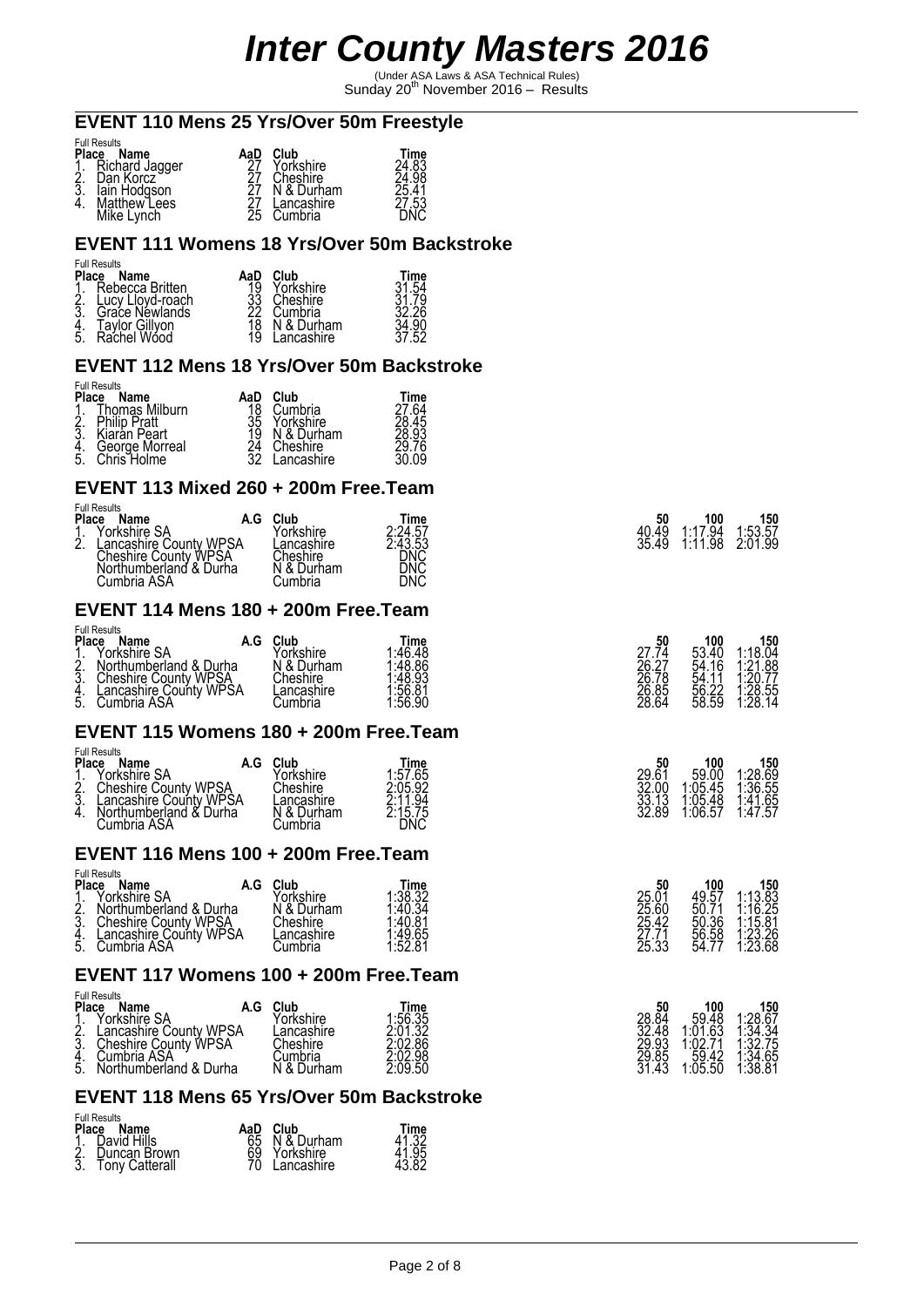# Inter County Masters 2016

(Under ASA Laws & ASA Technical Rules)
Sunday 20th November 2016 – Results

## EVENT 110 Mens 25 Yrs/Over 50m Freestyle

Full Results

| Place | Name | AaD | Club | Time |
|---|---|---|---|---|
| 1. | Richard Jagger | 27 | Yorkshire | 24.83 |
| 2. | Dan Korcz | 27 | Cheshire | 24.98 |
| 3. | Iain Hodgson | 27 | N & Durham | 25.41 |
| 4. | Matthew Lees | 27 | Lancashire | 27.53 |
| | Mike Lynch | 25 | Cumbria | DNC |

## EVENT 111 Womens 18 Yrs/Over 50m Backstroke

Full Results

| Place | Name | AaD | Club | Time |
|---|---|---|---|---|
| 1. | Rebecca Britten | 19 | Yorkshire | 31.54 |
| 2. | Lucy Lloyd-roach | 33 | Cheshire | 31.79 |
| 3. | Grace Newlands | 22 | Cumbria | 32.26 |
| 4. | Taylor Gillyon | 18 | N & Durham | 34.90 |
| 5. | Rachel Wood | 19 | Lancashire | 37.52 |

## EVENT 112 Mens 18 Yrs/Over 50m Backstroke

Full Results

| Place | Name | AaD | Club | Time |
|---|---|---|---|---|
| 1. | Thomas Milburn | 18 | Cumbria | 27.64 |
| 2. | Philip Pratt | 35 | Yorkshire | 28.45 |
| 3. | Kiaran Peart | 19 | N & Durham | 28.93 |
| 4. | George Morreal | 24 | Cheshire | 29.76 |
| 5. | Chris Holme | 32 | Lancashire | 30.09 |

## EVENT 113 Mixed 260 + 200m Free.Team

Full Results

| Place | Name | A.G | Club | Time | 50 | 100 | 150 |
|---|---|---|---|---|---|---|---|
| 1. | Yorkshire SA | | Yorkshire | 2:24.57 | 40.49 | 1:17.94 | 1:53.57 |
| 2. | Lancashire County WPSA | | Lancashire | 2:43.53 | 35.49 | 1:11.98 | 2:01.99 |
| | Cheshire County WPSA | | Cheshire | DNC | | | |
| | Northumberland & Durha | | N & Durham | DNC | | | |
| | Cumbria ASA | | Cumbria | DNC | | | |

## EVENT 114 Mens 180 + 200m Free.Team

Full Results

| Place | Name | A.G | Club | Time | 50 | 100 | 150 |
|---|---|---|---|---|---|---|---|
| 1. | Yorkshire SA | | Yorkshire | 1:46.48 | 27.74 | 53.40 | 1:18.04 |
| 2. | Northumberland & Durha | | N & Durham | 1:48.86 | 26.27 | 54.16 | 1:21.88 |
| 3. | Cheshire County WPSA | | Cheshire | 1:48.93 | 26.78 | 54.11 | 1:20.77 |
| 4. | Lancashire County WPSA | | Lancashire | 1:56.81 | 26.85 | 56.22 | 1:28.55 |
| 5. | Cumbria ASA | | Cumbria | 1:56.90 | 28.64 | 58.59 | 1:28.14 |

## EVENT 115 Womens 180 + 200m Free.Team

Full Results

| Place | Name | A.G | Club | Time | 50 | 100 | 150 |
|---|---|---|---|---|---|---|---|
| 1. | Yorkshire SA | | Yorkshire | 1:57.65 | 29.61 | 59.00 | 1:28.69 |
| 2. | Cheshire County WPSA | | Cheshire | 2:05.92 | 32.00 | 1:05.45 | 1:36.55 |
| 3. | Lancashire County WPSA | | Lancashire | 2:11.94 | 33.13 | 1:05.48 | 1:41.65 |
| 4. | Northumberland & Durha | | N & Durham | 2:15.75 | 32.89 | 1:06.57 | 1:47.57 |
| | Cumbria ASA | | Cumbria | DNC | | | |

## EVENT 116 Mens 100 + 200m Free.Team

Full Results

| Place | Name | A.G | Club | Time | 50 | 100 | 150 |
|---|---|---|---|---|---|---|---|
| 1. | Yorkshire SA | | Yorkshire | 1:38.32 | 25.01 | 49.57 | 1:13.83 |
| 2. | Northumberland & Durha | | N & Durham | 1:40.34 | 25.60 | 50.71 | 1:16.25 |
| 3. | Cheshire County WPSA | | Cheshire | 1:40.81 | 25.42 | 50.36 | 1:15.81 |
| 4. | Lancashire County WPSA | | Lancashire | 1:49.65 | 27.71 | 56.58 | 1:23.26 |
| 5. | Cumbria ASA | | Cumbria | 1:52.81 | 25.33 | 54.77 | 1:23.68 |

## EVENT 117 Womens 100 + 200m Free.Team

Full Results

| Place | Name | A.G | Club | Time | 50 | 100 | 150 |
|---|---|---|---|---|---|---|---|
| 1. | Yorkshire SA | | Yorkshire | 1:56.35 | 28.84 | 59.48 | 1:28.67 |
| 2. | Lancashire County WPSA | | Lancashire | 2:01.32 | 32.48 | 1:01.63 | 1:34.34 |
| 3. | Cheshire County WPSA | | Cheshire | 2:02.86 | 29.93 | 1:02.71 | 1:32.75 |
| 4. | Cumbria ASA | | Cumbria | 2:02.98 | 29.85 | 59.42 | 1:34.65 |
| 5. | Northumberland & Durha | | N & Durham | 2:09.50 | 31.43 | 1:05.50 | 1:38.81 |

## EVENT 118 Mens 65 Yrs/Over 50m Backstroke

Full Results

| Place | Name | AaD | Club | Time |
|---|---|---|---|---|
| 1. | David Hills | 65 | N & Durham | 41.32 |
| 2. | Duncan Brown | 69 | Yorkshire | 41.95 |
| 3. | Tony Catterall | 70 | Lancashire | 43.82 |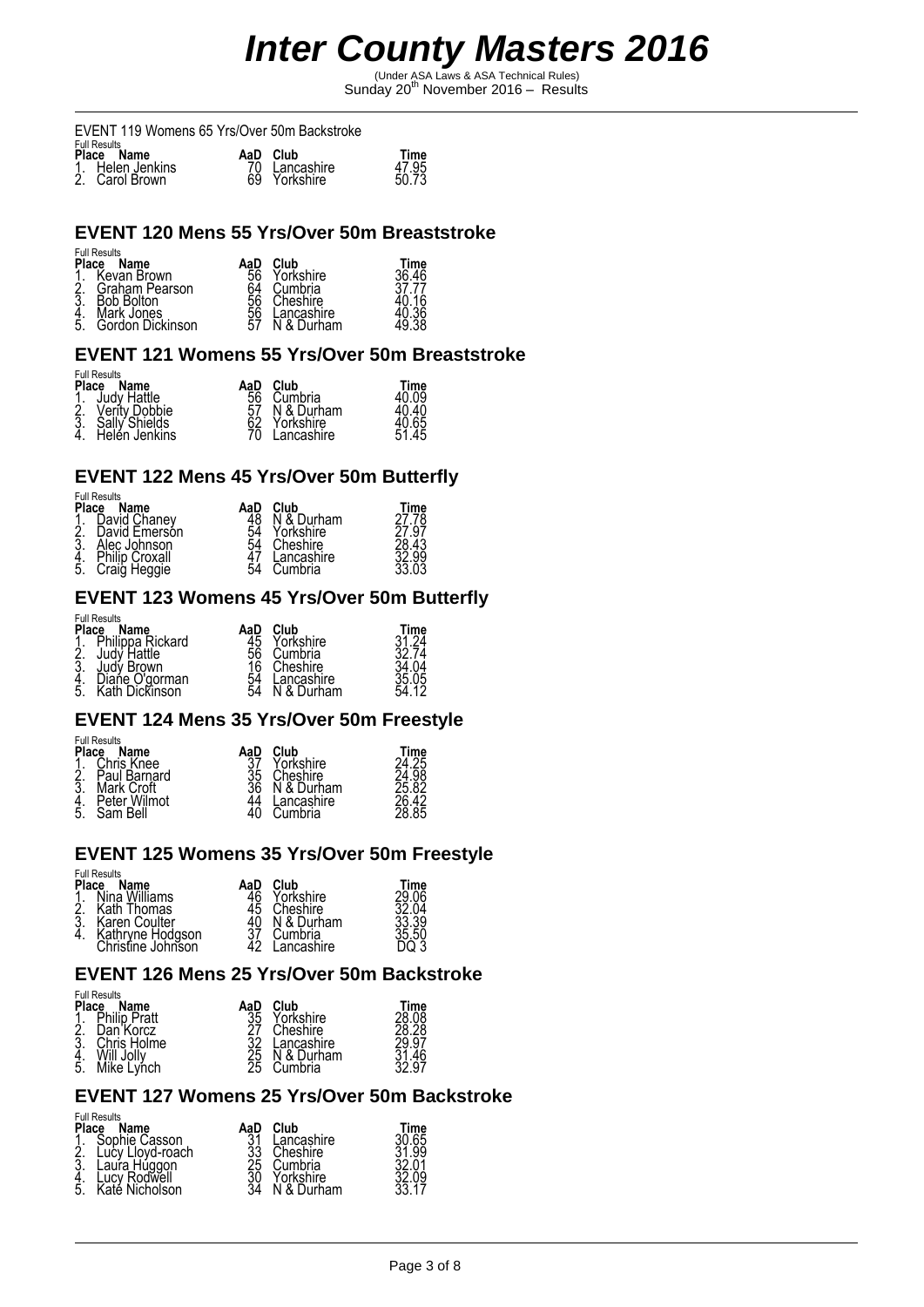# Inter County Masters 2016

(Under ASA Laws & ASA Technical Rules)
Sunday 20th November 2016 – Results

EVENT 119 Womens 65 Yrs/Over 50m Backstroke

Full Results

| Place | Name | AaD | Club | Time |
|---|---|---|---|---|
| 1. | Helen Jenkins | 70 | Lancashire | 47.95 |
| 2. | Carol Brown | 69 | Yorkshire | 50.73 |

## EVENT 120 Mens 55 Yrs/Over 50m Breaststroke

Full Results

| Place | Name | AaD | Club | Time |
|---|---|---|---|---|
| 1. | Kevan Brown | 56 | Yorkshire | 36.46 |
| 2. | Graham Pearson | 64 | Cumbria | 37.77 |
| 3. | Bob Bolton | 56 | Cheshire | 40.16 |
| 4. | Mark Jones | 56 | Lancashire | 40.36 |
| 5. | Gordon Dickinson | 57 | N & Durham | 49.38 |

## EVENT 121 Womens 55 Yrs/Over 50m Breaststroke

Full Results

| Place | Name | AaD | Club | Time |
|---|---|---|---|---|
| 1. | Judy Hattle | 56 | Cumbria | 40.09 |
| 2. | Verity Dobbie | 57 | N & Durham | 40.40 |
| 3. | Sally Shields | 62 | Yorkshire | 40.65 |
| 4. | Helen Jenkins | 70 | Lancashire | 51.45 |

## EVENT 122 Mens 45 Yrs/Over 50m Butterfly

Full Results

| Place | Name | AaD | Club | Time |
|---|---|---|---|---|
| 1. | David Chaney | 48 | N & Durham | 27.78 |
| 2. | David Emerson | 54 | Yorkshire | 27.97 |
| 3. | Alec Johnson | 54 | Cheshire | 28.43 |
| 4. | Philip Croxall | 47 | Lancashire | 32.99 |
| 5. | Craig Heggie | 54 | Cumbria | 33.03 |

## EVENT 123 Womens 45 Yrs/Over 50m Butterfly

Full Results

| Place | Name | AaD | Club | Time |
|---|---|---|---|---|
| 1. | Philippa Rickard | 45 | Yorkshire | 31.24 |
| 2. | Judy Hattle | 56 | Cumbria | 32.74 |
| 3. | Judy Brown | 16 | Cheshire | 34.04 |
| 4. | Diane O'gorman | 54 | Lancashire | 35.05 |
| 5. | Kath Dickinson | 54 | N & Durham | 54.12 |

## EVENT 124 Mens 35 Yrs/Over 50m Freestyle

Full Results

| Place | Name | AaD | Club | Time |
|---|---|---|---|---|
| 1. | Chris Knee | 37 | Yorkshire | 24.25 |
| 2. | Paul Barnard | 35 | Cheshire | 24.98 |
| 3. | Mark Croft | 36 | N & Durham | 25.82 |
| 4. | Peter Wilmot | 44 | Lancashire | 26.42 |
| 5. | Sam Bell | 40 | Cumbria | 28.85 |

## EVENT 125 Womens 35 Yrs/Over 50m Freestyle

Full Results

| Place | Name | AaD | Club | Time |
|---|---|---|---|---|
| 1. | Nina Williams | 46 | Yorkshire | 29.06 |
| 2. | Kath Thomas | 45 | Cheshire | 32.04 |
| 3. | Karen Coulter | 40 | N & Durham | 33.39 |
| 4. | Kathryne Hodgson | 37 | Cumbria | 35.50 |
| | Christine Johnson | 42 | Lancashire | DQ 3 |

## EVENT 126 Mens 25 Yrs/Over 50m Backstroke

Full Results

| Place | Name | AaD | Club | Time |
|---|---|---|---|---|
| 1. | Philip Pratt | 35 | Yorkshire | 28.08 |
| 2. | Dan Korcz | 27 | Cheshire | 28.28 |
| 3. | Chris Holme | 32 | Lancashire | 29.97 |
| 4. | Will Jolly | 25 | N & Durham | 31.46 |
| 5. | Mike Lynch | 25 | Cumbria | 32.97 |

## EVENT 127 Womens 25 Yrs/Over 50m Backstroke

Full Results

| Place | Name | AaD | Club | Time |
|---|---|---|---|---|
| 1. | Sophie Casson | 31 | Lancashire | 30.65 |
| 2. | Lucy Lloyd-roach | 33 | Cheshire | 31.99 |
| 3. | Laura Huggon | 25 | Cumbria | 32.01 |
| 4. | Lucy Rodwell | 30 | Yorkshire | 32.09 |
| 5. | Kate Nicholson | 34 | N & Durham | 33.17 |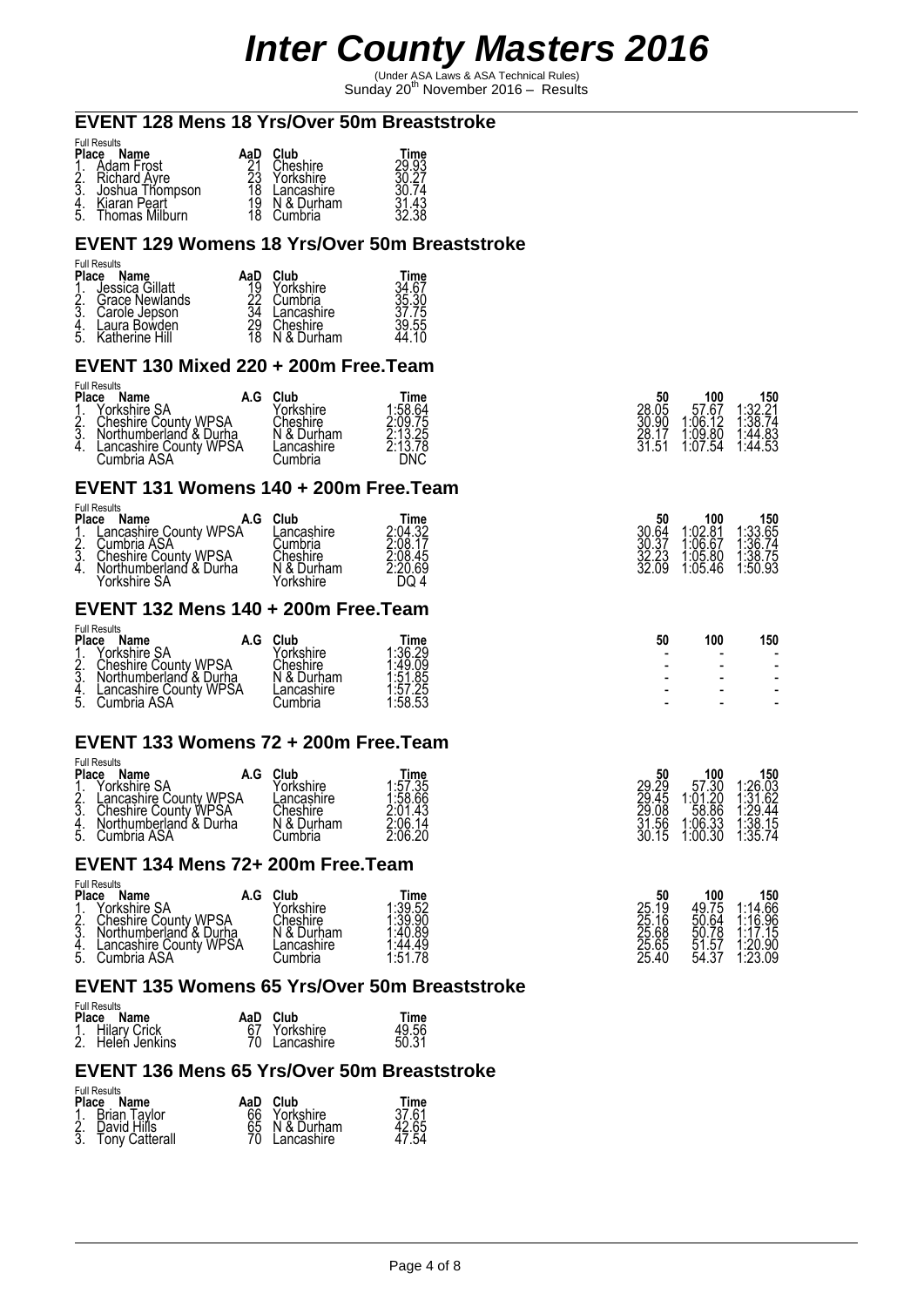# Inter County Masters 2016

(Under ASA Laws & ASA Technical Rules)
Sunday 20th November 2016 – Results

## EVENT 128 Mens 18 Yrs/Over 50m Breaststroke

Full Results

| Place | Name | AaD | Club | Time |
|---|---|---|---|---|
| 1. | Adam Frost | 21 | Cheshire | 29.93 |
| 2. | Richard Ayre | 23 | Yorkshire | 30.27 |
| 3. | Joshua Thompson | 18 | Lancashire | 30.74 |
| 4. | Kiaran Peart | 19 | N & Durham | 31.43 |
| 5. | Thomas Milburn | 18 | Cumbria | 32.38 |

## EVENT 129 Womens 18 Yrs/Over 50m Breaststroke

Full Results

| Place | Name | AaD | Club | Time |
|---|---|---|---|---|
| 1. | Jessica Gillatt | 19 | Yorkshire | 34.67 |
| 2. | Grace Newlands | 22 | Cumbria | 35.30 |
| 3. | Carole Jepson | 34 | Lancashire | 37.75 |
| 4. | Laura Bowden | 29 | Cheshire | 39.55 |
| 5. | Katherine Hill | 18 | N & Durham | 44.10 |

## EVENT 130 Mixed 220 + 200m Free.Team

Full Results

| Place | Name | A.G | Club | Time | 50 | 100 | 150 |
|---|---|---|---|---|---|---|---|
| 1. | Yorkshire SA | | Yorkshire | 1:58.64 | 28.05 | 57.67 | 1:32.21 |
| 2. | Cheshire County WPSA | | Cheshire | 2:09.75 | 30.90 | 1:06.12 | 1:38.74 |
| 3. | Northumberland & Durha | | N & Durham | 2:13.25 | 28.17 | 1:09.80 | 1:44.83 |
| 4. | Lancashire County WPSA | | Lancashire | 2:13.78 | 31.51 | 1:07.54 | 1:44.53 |
| | Cumbria ASA | | Cumbria | DNC | | | |

## EVENT 131 Womens 140 + 200m Free.Team

Full Results

| Place | Name | A.G | Club | Time | 50 | 100 | 150 |
|---|---|---|---|---|---|---|---|
| 1. | Lancashire County WPSA | | Lancashire | 2:04.32 | 30.64 | 1:02.81 | 1:33.65 |
| 2. | Cumbria ASA | | Cumbria | 2:08.17 | 30.37 | 1:06.67 | 1:36.74 |
| 3. | Cheshire County WPSA | | Cheshire | 2:08.45 | 32.23 | 1:05.80 | 1:38.75 |
| 4. | Northumberland & Durha | | N & Durham | 2:20.69 | 32.09 | 1:05.46 | 1:50.93 |
| | Yorkshire SA | | Yorkshire | DQ 4 | | | |

## EVENT 132 Mens 140 + 200m Free.Team

Full Results

| Place | Name | A.G | Club | Time | 50 | 100 | 150 |
|---|---|---|---|---|---|---|---|
| 1. | Yorkshire SA | | Yorkshire | 1:36.29 | - | - | - |
| 2. | Cheshire County WPSA | | Cheshire | 1:49.09 | - | - | - |
| 3. | Northumberland & Durha | | N & Durham | 1:51.85 | - | - | - |
| 4. | Lancashire County WPSA | | Lancashire | 1:57.25 | - | - | - |
| 5. | Cumbria ASA | | Cumbria | 1:58.53 | - | - | - |

## EVENT 133 Womens 72 + 200m Free.Team

Full Results

| Place | Name | A.G | Club | Time | 50 | 100 | 150 |
|---|---|---|---|---|---|---|---|
| 1. | Yorkshire SA | | Yorkshire | 1:57.35 | 29.29 | 57.30 | 1:26.03 |
| 2. | Lancashire County WPSA | | Lancashire | 1:58.66 | 29.45 | 1:01.20 | 1:31.62 |
| 3. | Cheshire County WPSA | | Cheshire | 2:01.43 | 29.08 | 58.86 | 1:29.44 |
| 4. | Northumberland & Durha | | N & Durham | 2:06.14 | 31.56 | 1:06.33 | 1:38.15 |
| 5. | Cumbria ASA | | Cumbria | 2:06.20 | 30.15 | 1:00.30 | 1:35.74 |

## EVENT 134 Mens 72+ 200m Free.Team

Full Results

| Place | Name | A.G | Club | Time | 50 | 100 | 150 |
|---|---|---|---|---|---|---|---|
| 1. | Yorkshire SA | | Yorkshire | 1:39.52 | 25.19 | 49.75 | 1:14.66 |
| 2. | Cheshire County WPSA | | Cheshire | 1:39.90 | 25.16 | 50.64 | 1:16.96 |
| 3. | Northumberland & Durha | | N & Durham | 1:40.89 | 25.68 | 50.78 | 1:17.15 |
| 4. | Lancashire County WPSA | | Lancashire | 1:44.49 | 25.65 | 51.57 | 1:20.90 |
| 5. | Cumbria ASA | | Cumbria | 1:51.78 | 25.40 | 54.37 | 1:23.09 |

## EVENT 135 Womens 65 Yrs/Over 50m Breaststroke

Full Results

| Place | Name | AaD | Club | Time |
|---|---|---|---|---|
| 1. | Hilary Crick | 67 | Yorkshire | 49.56 |
| 2. | Helen Jenkins | 70 | Lancashire | 50.31 |

## EVENT 136 Mens 65 Yrs/Over 50m Breaststroke

Full Results

| Place | Name | AaD | Club | Time |
|---|---|---|---|---|
| 1. | Brian Taylor | 66 | Yorkshire | 37.61 |
| 2. | David Hills | 65 | N & Durham | 42.65 |
| 3. | Tony Catterall | 70 | Lancashire | 47.54 |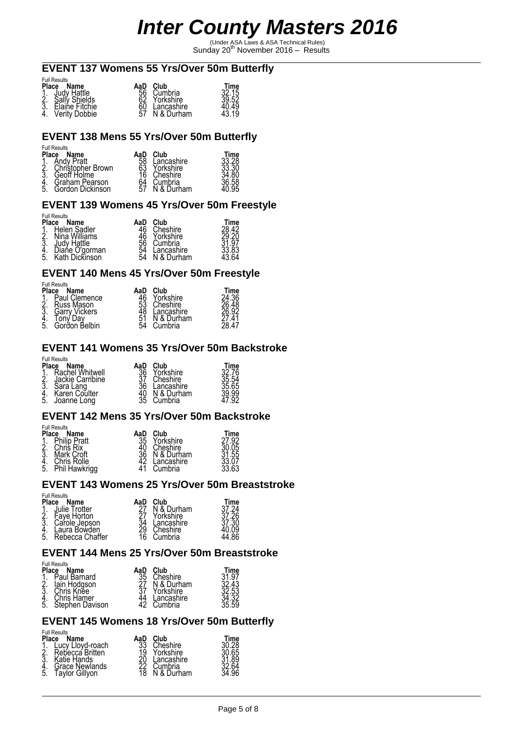# Inter County Masters 2016

(Under ASA Laws & ASA Technical Rules)
Sunday 20th November 2016 – Results

## EVENT 137 Womens 55 Yrs/Over 50m Butterfly

Full Results

| Place | Name | AaD | Club | Time |
|---|---|---|---|---|
| 1. | Judy Hattle | 56 | Cumbria | 32.15 |
| 2. | Sally Shields | 62 | Yorkshire | 39.52 |
| 3. | Elaine Fitchie | 60 | Lancashire | 40.49 |
| 4. | Verity Dobbie | 57 | N & Durham | 43.19 |

## EVENT 138 Mens 55 Yrs/Over 50m Butterfly

Full Results

| Place | Name | AaD | Club | Time |
|---|---|---|---|---|
| 1. | Andy Pratt | 58 | Lancashire | 33.28 |
| 2. | Christopher Brown | 63 | Yorkshire | 33.30 |
| 3. | Geoff Holme | 16 | Cheshire | 34.80 |
| 4. | Graham Pearson | 64 | Cumbria | 36.58 |
| 5. | Gordon Dickinson | 57 | N & Durham | 40.95 |

## EVENT 139 Womens 45 Yrs/Over 50m Freestyle

Full Results

| Place | Name | AaD | Club | Time |
|---|---|---|---|---|
| 1. | Helen Sadler | 46 | Cheshire | 28.42 |
| 2. | Nina Williams | 46 | Yorkshire | 29.20 |
| 3. | Judy Hattle | 56 | Cumbria | 31.97 |
| 4. | Diane O'gorman | 54 | Lancashire | 33.83 |
| 5. | Kath Dickinson | 54 | N & Durham | 43.64 |

## EVENT 140 Mens 45 Yrs/Over 50m Freestyle

Full Results

| Place | Name | AaD | Club | Time |
|---|---|---|---|---|
| 1. | Paul Clemence | 46 | Yorkshire | 24.36 |
| 2. | Russ Mason | 53 | Cheshire | 26.48 |
| 3. | Garry Vickers | 48 | Lancashire | 26.92 |
| 4. | Tony Day | 51 | N & Durham | 27.41 |
| 5. | Gordon Belbin | 54 | Cumbria | 28.47 |

## EVENT 141 Womens 35 Yrs/Over 50m Backstroke

Full Results

| Place | Name | AaD | Club | Time |
|---|---|---|---|---|
| 1. | Rachel Whitwell | 36 | Yorkshire | 32.76 |
| 2. | Jackie Carribine | 37 | Cheshire | 35.54 |
| 3. | Sara Lang | 36 | Lancashire | 35.65 |
| 4. | Karen Coulter | 40 | N & Durham | 39.99 |
| 5. | Joanne Long | 35 | Cumbria | 47.92 |

## EVENT 142 Mens 35 Yrs/Over 50m Backstroke

Full Results

| Place | Name | AaD | Club | Time |
|---|---|---|---|---|
| 1. | Philip Pratt | 35 | Yorkshire | 27.92 |
| 2. | Chris Rix | 40 | Cheshire | 30.05 |
| 3. | Mark Croft | 36 | N & Durham | 31.55 |
| 4. | Chris Rolle | 42 | Lancashire | 33.07 |
| 5. | Phil Hawkrigg | 41 | Cumbria | 33.63 |

## EVENT 143 Womens 25 Yrs/Over 50m Breaststroke

Full Results

| Place | Name | AaD | Club | Time |
|---|---|---|---|---|
| 1. | Julie Trotter | 27 | N & Durham | 37.24 |
| 2. | Faye Horton | 27 | Yorkshire | 37.26 |
| 3. | Carole Jepson | 34 | Lancashire | 37.30 |
| 4. | Laura Bowden | 29 | Cheshire | 40.09 |
| 5. | Rebecca Chaffer | 16 | Cumbria | 44.86 |

## EVENT 144 Mens 25 Yrs/Over 50m Breaststroke

Full Results

| Place | Name | AaD | Club | Time |
|---|---|---|---|---|
| 1. | Paul Barnard | 35 | Cheshire | 31.97 |
| 2. | Iain Hodgson | 27 | N & Durham | 32.43 |
| 3. | Chris Knee | 37 | Yorkshire | 32.53 |
| 4. | Chris Hamer | 44 | Lancashire | 34.32 |
| 5. | Stephen Davison | 42 | Cumbria | 35.59 |

## EVENT 145 Womens 18 Yrs/Over 50m Butterfly

Full Results

| Place | Name | AaD | Club | Time |
|---|---|---|---|---|
| 1. | Lucy Lloyd-roach | 33 | Cheshire | 30.28 |
| 2. | Rebecca Britten | 19 | Yorkshire | 30.65 |
| 3. | Katie Hands | 20 | Lancashire | 31.89 |
| 4. | Grace Newlands | 22 | Cumbria | 32.64 |
| 5. | Taylor Gillyon | 18 | N & Durham | 34.96 |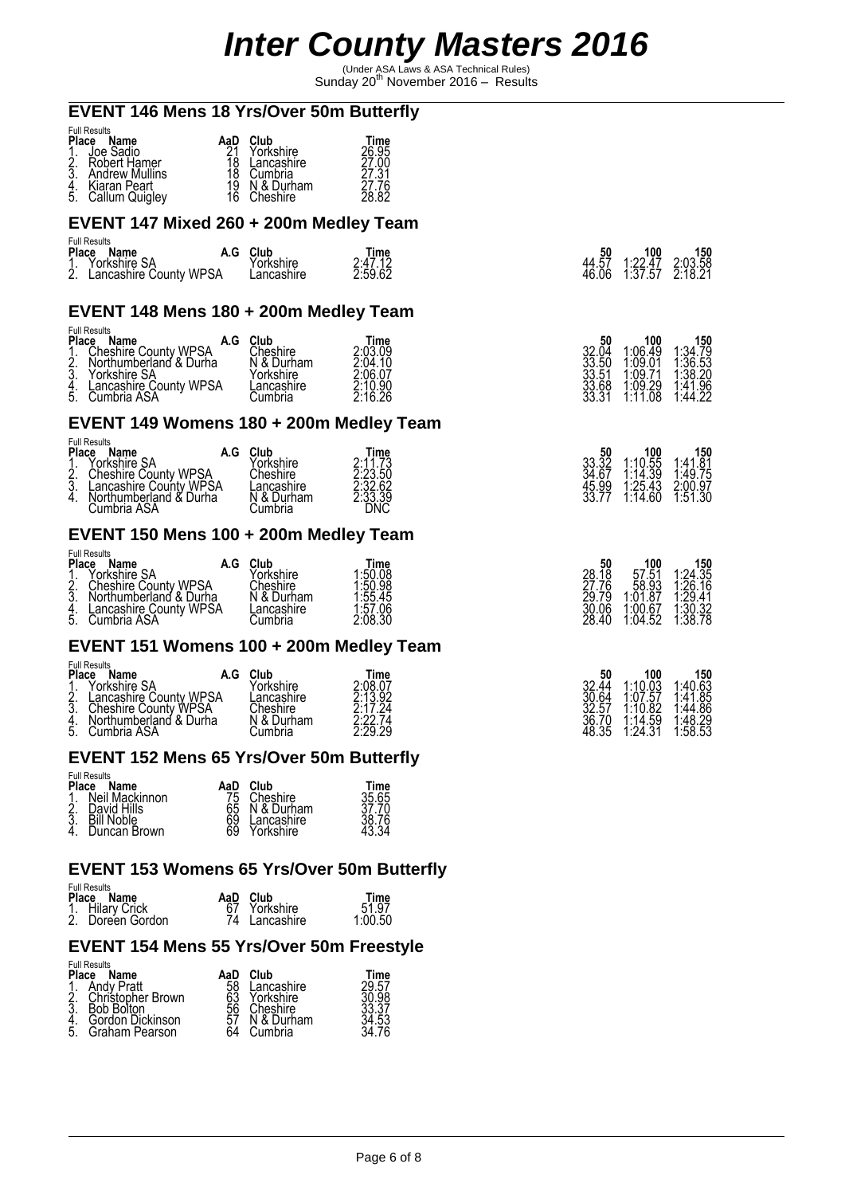# Inter County Masters 2016

(Under ASA Laws & ASA Technical Rules)
Sunday 20th November 2016 – Results

## EVENT 146 Mens 18 Yrs/Over 50m Butterfly

Full Results

| Place | Name | AaD | Club | Time |
|---|---|---|---|---|
| 1. | Joe Sadio | 21 | Yorkshire | 26.95 |
| 2. | Robert Hamer | 18 | Lancashire | 27.00 |
| 3. | Andrew Mullins | 18 | Cumbria | 27.31 |
| 4. | Kiaran Peart | 19 | N & Durham | 27.76 |
| 5. | Callum Quigley | 16 | Cheshire | 28.82 |

## EVENT 147 Mixed 260 + 200m Medley Team

Full Results

| Place | Name | A.G | Club | Time | 50 | 100 | 150 |
|---|---|---|---|---|---|---|---|
| 1. | Yorkshire SA | | Yorkshire | 2:47.12 | 44.57 | 1:22.47 | 2:03.58 |
| 2. | Lancashire County WPSA | | Lancashire | 2:59.62 | 46.06 | 1:37.57 | 2:18.21 |

## EVENT 148 Mens 180 + 200m Medley Team

Full Results

| Place | Name | A.G | Club | Time | 50 | 100 | 150 |
|---|---|---|---|---|---|---|---|
| 1. | Cheshire County WPSA | | Cheshire | 2:03.09 | 32.04 | 1:06.49 | 1:34.79 |
| 2. | Northumberland & Durha | | N & Durham | 2:04.10 | 33.50 | 1:09.01 | 1:36.53 |
| 3. | Yorkshire SA | | Yorkshire | 2:06.07 | 33.51 | 1:09.71 | 1:38.20 |
| 4. | Lancashire County WPSA | | Lancashire | 2:10.90 | 33.68 | 1:09.29 | 1:41.96 |
| 5. | Cumbria ASA | | Cumbria | 2:16.26 | 33.31 | 1:11.08 | 1:44.22 |

## EVENT 149 Womens 180 + 200m Medley Team

Full Results

| Place | Name | A.G | Club | Time | 50 | 100 | 150 |
|---|---|---|---|---|---|---|---|
| 1. | Yorkshire SA | | Yorkshire | 2:11.73 | 33.32 | 1:10.55 | 1:41.81 |
| 2. | Cheshire County WPSA | | Cheshire | 2:23.50 | 34.67 | 1:14.39 | 1:49.75 |
| 3. | Lancashire County WPSA | | Lancashire | 2:32.62 | 45.99 | 1:25.43 | 2:00.97 |
| 4. | Northumberland & Durha | | N & Durham | 2:33.39 | 33.77 | 1:14.60 | 1:51.30 |
| | Cumbria ASA | | Cumbria | DNC | | | |

## EVENT 150 Mens 100 + 200m Medley Team

Full Results

| Place | Name | A.G | Club | Time | 50 | 100 | 150 |
|---|---|---|---|---|---|---|---|
| 1. | Yorkshire SA | | Yorkshire | 1:50.08 | 28.18 | 57.51 | 1:24.35 |
| 2. | Cheshire County WPSA | | Cheshire | 1:50.98 | 27.76 | 58.93 | 1:26.16 |
| 3. | Northumberland & Durha | | N & Durham | 1:55.45 | 29.79 | 1:01.87 | 1:29.41 |
| 4. | Lancashire County WPSA | | Lancashire | 1:57.06 | 30.06 | 1:00.67 | 1:30.32 |
| 5. | Cumbria ASA | | Cumbria | 2:08.30 | 28.40 | 1:04.52 | 1:38.78 |

## EVENT 151 Womens 100 + 200m Medley Team

Full Results

| Place | Name | A.G | Club | Time | 50 | 100 | 150 |
|---|---|---|---|---|---|---|---|
| 1. | Yorkshire SA | | Yorkshire | 2:08.07 | 32.44 | 1:10.03 | 1:40.63 |
| 2. | Lancashire County WPSA | | Lancashire | 2:13.92 | 30.64 | 1:07.57 | 1:41.85 |
| 3. | Cheshire County WPSA | | Cheshire | 2:17.24 | 32.57 | 1:10.82 | 1:44.86 |
| 4. | Northumberland & Durha | | N & Durham | 2:22.74 | 36.70 | 1:14.59 | 1:48.29 |
| 5. | Cumbria ASA | | Cumbria | 2:29.29 | 48.35 | 1:24.31 | 1:58.53 |

## EVENT 152 Mens 65 Yrs/Over 50m Butterfly

Full Results

| Place | Name | AaD | Club | Time |
|---|---|---|---|---|
| 1. | Neil Mackinnon | 75 | Cheshire | 35.65 |
| 2. | David Hills | 65 | N & Durham | 37.70 |
| 3. | Bill Noble | 69 | Lancashire | 38.76 |
| 4. | Duncan Brown | 69 | Yorkshire | 43.34 |

## EVENT 153 Womens 65 Yrs/Over 50m Butterfly

Full Results

| Place | Name | AaD | Club | Time |
|---|---|---|---|---|
| 1. | Hilary Crick | 67 | Yorkshire | 51.97 |
| 2. | Doreen Gordon | 74 | Lancashire | 1:00.50 |

## EVENT 154 Mens 55 Yrs/Over 50m Freestyle

Full Results

| Place | Name | AaD | Club | Time |
|---|---|---|---|---|
| 1. | Andy Pratt | 58 | Lancashire | 29.57 |
| 2. | Christopher Brown | 63 | Yorkshire | 30.98 |
| 3. | Bob Bolton | 56 | Cheshire | 33.37 |
| 4. | Gordon Dickinson | 57 | N & Durham | 34.53 |
| 5. | Graham Pearson | 64 | Cumbria | 34.76 |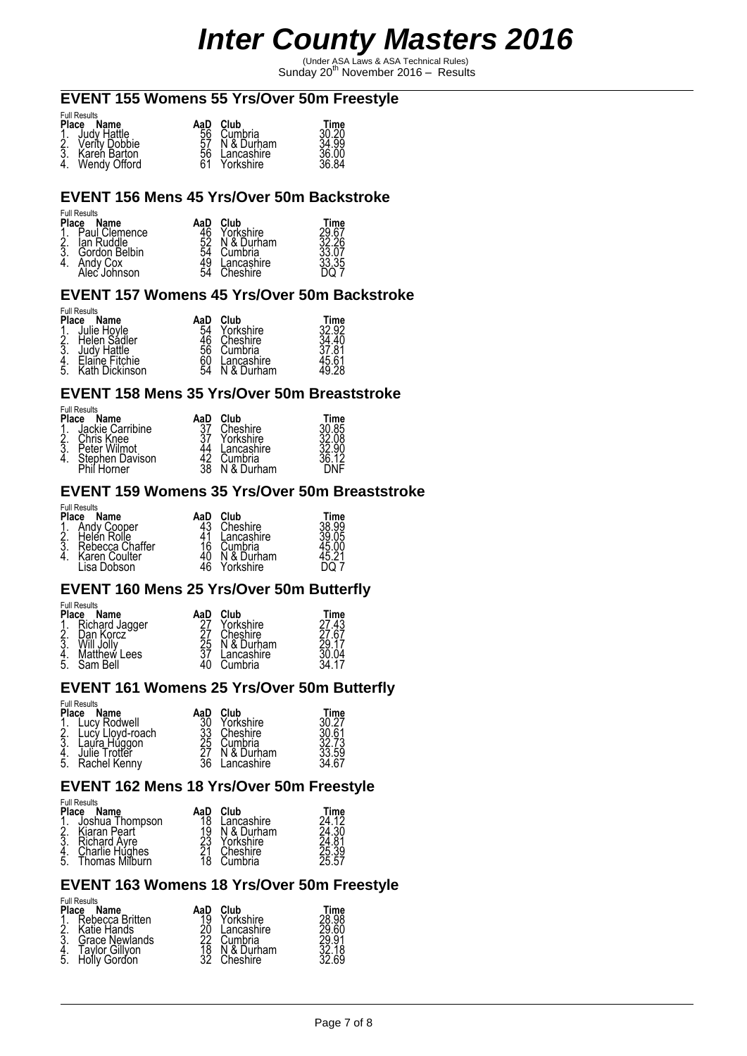# Inter County Masters 2016

(Under ASA Laws & ASA Technical Rules)
Sunday 20th November 2016 – Results

## EVENT 155 Womens 55 Yrs/Over 50m Freestyle

Full Results

| Place | Name | AaD | Club | Time |
|---|---|---|---|---|
| 1. | Judy Hattle | 56 | Cumbria | 30.20 |
| 2. | Verity Dobbie | 57 | N & Durham | 34.99 |
| 3. | Karen Barton | 56 | Lancashire | 36.00 |
| 4. | Wendy Offord | 61 | Yorkshire | 36.84 |

## EVENT 156 Mens 45 Yrs/Over 50m Backstroke

Full Results

| Place | Name | AaD | Club | Time |
|---|---|---|---|---|
| 1. | Paul Clemence | 46 | Yorkshire | 29.67 |
| 2. | Ian Ruddle | 52 | N & Durham | 32.26 |
| 3. | Gordon Belbin | 54 | Cumbria | 33.07 |
| 4. | Andy Cox | 49 | Lancashire | 33.35 |
| | Alec Johnson | 54 | Cheshire | DQ 7 |

## EVENT 157 Womens 45 Yrs/Over 50m Backstroke

Full Results

| Place | Name | AaD | Club | Time |
|---|---|---|---|---|
| 1. | Julie Hoyle | 54 | Yorkshire | 32.92 |
| 2. | Helen Sadler | 46 | Cheshire | 34.40 |
| 3. | Judy Hattle | 56 | Cumbria | 37.81 |
| 4. | Elaine Fitchie | 60 | Lancashire | 45.61 |
| 5. | Kath Dickinson | 54 | N & Durham | 49.28 |

## EVENT 158 Mens 35 Yrs/Over 50m Breaststroke

Full Results

| Place | Name | AaD | Club | Time |
|---|---|---|---|---|
| 1. | Jackie Carribine | 37 | Cheshire | 30.85 |
| 2. | Chris Knee | 37 | Yorkshire | 32.08 |
| 3. | Peter Wilmot | 44 | Lancashire | 32.90 |
| 4. | Stephen Davison | 42 | Cumbria | 36.12 |
| | Phil Horner | 38 | N & Durham | DNF |

## EVENT 159 Womens 35 Yrs/Over 50m Breaststroke

Full Results

| Place | Name | AaD | Club | Time |
|---|---|---|---|---|
| 1. | Andy Cooper | 43 | Cheshire | 38.99 |
| 2. | Helen Rolle | 41 | Lancashire | 39.05 |
| 3. | Rebecca Chaffer | 16 | Cumbria | 45.00 |
| 4. | Karen Coulter | 40 | N & Durham | 45.21 |
| | Lisa Dobson | 46 | Yorkshire | DQ 7 |

## EVENT 160 Mens 25 Yrs/Over 50m Butterfly

Full Results

| Place | Name | AaD | Club | Time |
|---|---|---|---|---|
| 1. | Richard Jagger | 27 | Yorkshire | 27.43 |
| 2. | Dan Korcz | 27 | Cheshire | 27.67 |
| 3. | Will Jolly | 25 | N & Durham | 29.17 |
| 4. | Matthew Lees | 37 | Lancashire | 30.04 |
| 5. | Sam Bell | 40 | Cumbria | 34.17 |

## EVENT 161 Womens 25 Yrs/Over 50m Butterfly

Full Results

| Place | Name | AaD | Club | Time |
|---|---|---|---|---|
| 1. | Lucy Rodwell | 30 | Yorkshire | 30.27 |
| 2. | Lucy Lloyd-roach | 33 | Cheshire | 30.61 |
| 3. | Laura Huggon | 25 | Cumbria | 32.73 |
| 4. | Julie Trotter | 27 | N & Durham | 33.59 |
| 5. | Rachel Kenny | 36 | Lancashire | 34.67 |

## EVENT 162 Mens 18 Yrs/Over 50m Freestyle

Full Results

| Place | Name | AaD | Club | Time |
|---|---|---|---|---|
| 1. | Joshua Thompson | 18 | Lancashire | 24.12 |
| 2. | Kiaran Peart | 19 | N & Durham | 24.30 |
| 3. | Richard Ayre | 23 | Yorkshire | 24.81 |
| 4. | Charlie Hughes | 21 | Cheshire | 25.39 |
| 5. | Thomas Milburn | 18 | Cumbria | 25.57 |

## EVENT 163 Womens 18 Yrs/Over 50m Freestyle

Full Results

| Place | Name | AaD | Club | Time |
|---|---|---|---|---|
| 1. | Rebecca Britten | 19 | Yorkshire | 28.98 |
| 2. | Katie Hands | 20 | Lancashire | 29.60 |
| 3. | Grace Newlands | 22 | Cumbria | 29.91 |
| 4. | Taylor Gillyon | 18 | N & Durham | 32.18 |
| 5. | Holly Gordon | 32 | Cheshire | 32.69 |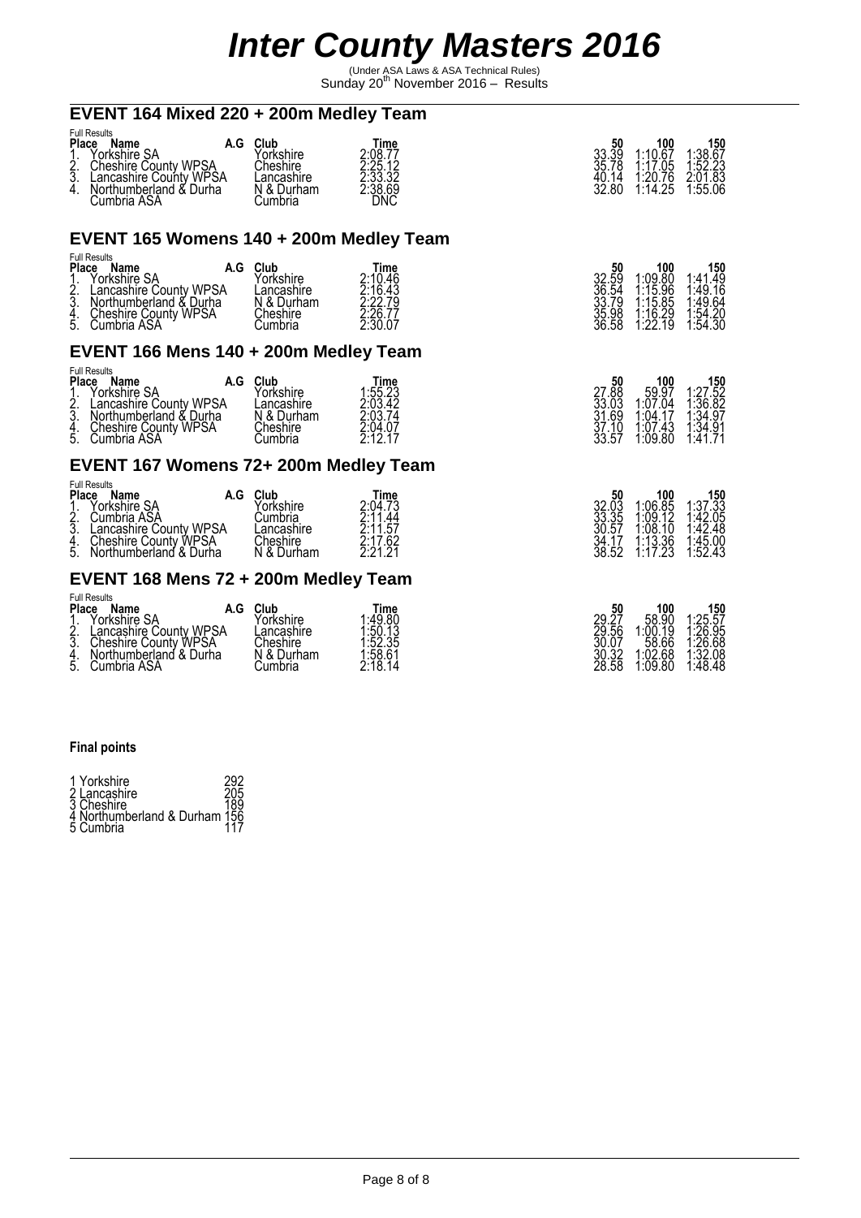# Inter County Masters 2016

(Under ASA Laws & ASA Technical Rules)
Sunday 20th November 2016 – Results

## EVENT 164 Mixed 220 + 200m Medley Team

Full Results

| Place | Name | A.G | Club | Time | 50 | 100 | 150 |
|---|---|---|---|---|---|---|---|
| 1. | Yorkshire SA | | Yorkshire | 2:08.77 | 33.39 | 1:10.67 | 1:38.67 |
| 2. | Cheshire County WPSA | | Cheshire | 2:25.12 | 35.78 | 1:17.05 | 1:52.23 |
| 3. | Lancashire County WPSA | | Lancashire | 2:33.32 | 40.14 | 1:20.76 | 2:01.83 |
| 4. | Northumberland & Durha | | N & Durham | 2:38.69 | 32.80 | 1:14.25 | 1:55.06 |
| | Cumbria ASA | | Cumbria | DNC | | | |

## EVENT 165 Womens 140 + 200m Medley Team

Full Results

| Place | Name | A.G | Club | Time | 50 | 100 | 150 |
|---|---|---|---|---|---|---|---|
| 1. | Yorkshire SA | | Yorkshire | 2:10.46 | 32.59 | 1:09.80 | 1:41.49 |
| 2. | Lancashire County WPSA | | Lancashire | 2:16.43 | 36.54 | 1:15.96 | 1:49.16 |
| 3. | Northumberland & Durha | | N & Durham | 2:22.79 | 33.79 | 1:15.85 | 1:49.64 |
| 4. | Cheshire County WPSA | | Cheshire | 2:26.77 | 35.98 | 1:16.29 | 1:54.20 |
| 5. | Cumbria ASA | | Cumbria | 2:30.07 | 36.58 | 1:22.19 | 1:54.30 |

## EVENT 166 Mens 140 + 200m Medley Team

Full Results

| Place | Name | A.G | Club | Time | 50 | 100 | 150 |
|---|---|---|---|---|---|---|---|
| 1. | Yorkshire SA | | Yorkshire | 1:55.23 | 27.88 | 59.97 | 1:27.52 |
| 2. | Lancashire County WPSA | | Lancashire | 2:03.42 | 33.03 | 1:07.04 | 1:36.82 |
| 3. | Northumberland & Durha | | N & Durham | 2:03.74 | 31.69 | 1:04.17 | 1:34.97 |
| 4. | Cheshire County WPSA | | Cheshire | 2:04.07 | 37.10 | 1:07.43 | 1:34.91 |
| 5. | Cumbria ASA | | Cumbria | 2:12.17 | 33.57 | 1:09.80 | 1:41.71 |

## EVENT 167 Womens 72+ 200m Medley Team

Full Results

| Place | Name | A.G | Club | Time | 50 | 100 | 150 |
|---|---|---|---|---|---|---|---|
| 1. | Yorkshire SA | | Yorkshire | 2:04.73 | 32.03 | 1:06.85 | 1:37.33 |
| 2. | Cumbria ASA | | Cumbria | 2:11.44 | 33.35 | 1:09.12 | 1:42.05 |
| 3. | Lancashire County WPSA | | Lancashire | 2:11.57 | 30.57 | 1:08.10 | 1:42.48 |
| 4. | Cheshire County WPSA | | Cheshire | 2:17.62 | 34.17 | 1:13.36 | 1:45.00 |
| 5. | Northumberland & Durha | | N & Durham | 2:21.21 | 38.52 | 1:17.23 | 1:52.43 |

## EVENT 168 Mens 72 + 200m Medley Team

Full Results

| Place | Name | A.G | Club | Time | 50 | 100 | 150 |
|---|---|---|---|---|---|---|---|
| 1. | Yorkshire SA | | Yorkshire | 1:49.80 | 29.27 | 58.90 | 1:25.57 |
| 2. | Lancashire County WPSA | | Lancashire | 1:50.13 | 29.56 | 1:00.19 | 1:26.95 |
| 3. | Cheshire County WPSA | | Cheshire | 1:52.35 | 30.07 | 58.66 | 1:26.68 |
| 4. | Northumberland & Durha | | N & Durham | 1:58.61 | 30.32 | 1:02.68 | 1:32.08 |
| 5. | Cumbria ASA | | Cumbria | 2:18.14 | 28.58 | 1:09.80 | 1:48.48 |

**Final points**

| | | |
|---|---|---|
| 1 | Yorkshire | 292 |
| 2 | Lancashire | 205 |
| 3 | Cheshire | 189 |
| 4 | Northumberland & Durham | 156 |
| 5 | Cumbria | 117 |